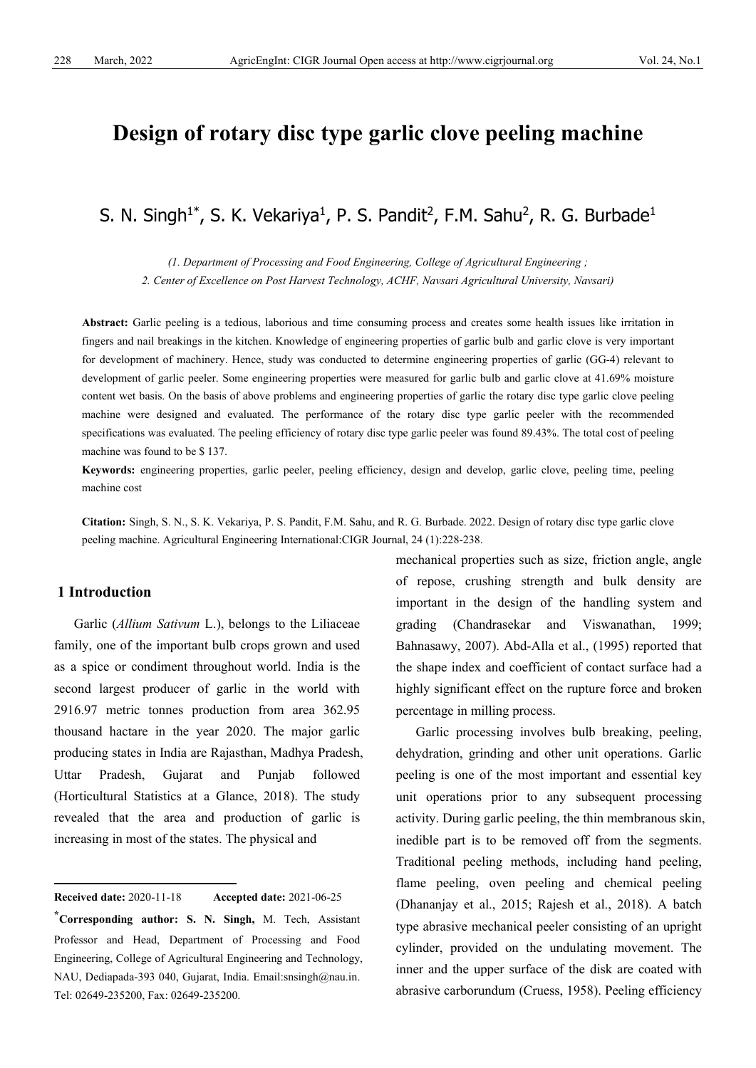# Design of rotary disc type garlic clove peeling machine

S. N. Singh[1*], S. K. Vekariya[1], P. S. Pandit[2], F.M. Sahu[2], R. G. Burbade[1]

*(1. Department of Processing and Food Engineering, College of Agricultural Engineering ;*
*2. Center of Excellence on Post Harvest Technology, ACHF, Navsari Agricultural University, Navsari)*

**Abstract:** Garlic peeling is a tedious, laborious and time consuming process and creates some health issues like irritation in fingers and nail breakings in the kitchen. Knowledge of engineering properties of garlic bulb and garlic clove is very important for development of machinery. Hence, study was conducted to determine engineering properties of garlic (GG-4) relevant to development of garlic peeler. Some engineering properties were measured for garlic bulb and garlic clove at 41.69% moisture content wet basis. On the basis of above problems and engineering properties of garlic the rotary disc type garlic clove peeling machine were designed and evaluated. The performance of the rotary disc type garlic peeler with the recommended specifications was evaluated. The peeling efficiency of rotary disc type garlic peeler was found 89.43%. The total cost of peeling machine was found to be $ 137.

**Keywords:** engineering properties, garlic peeler, peeling efficiency, design and develop, garlic clove, peeling time, peeling machine cost

**Citation:** Singh, S. N., S. K. Vekariya, P. S. Pandit, F.M. Sahu, and R. G. Burbade. 2022. Design of rotary disc type garlic clove peeling machine. Agricultural Engineering International:CIGR Journal, 24 (1):228-238.

## 1 Introduction

Garlic (*Allium Sativum* L.), belongs to the Liliaceae family, one of the important bulb crops grown and used as a spice or condiment throughout world. India is the second largest producer of garlic in the world with 2916.97 metric tonnes production from area 362.95 thousand hactare in the year 2020. The major garlic producing states in India are Rajasthan, Madhya Pradesh, Uttar Pradesh, Gujarat and Punjab followed (Horticultural Statistics at a Glance, 2018). The study revealed that the area and production of garlic is increasing in most of the states. The physical and mechanical properties such as size, friction angle, angle of repose, crushing strength and bulk density are important in the design of the handling system and grading (Chandrasekar and Viswanathan, 1999; Bahnasawy, 2007). Abd-Alla et al., (1995) reported that the shape index and coefficient of contact surface had a highly significant effect on the rupture force and broken percentage in milling process.

Garlic processing involves bulb breaking, peeling, dehydration, grinding and other unit operations. Garlic peeling is one of the most important and essential key unit operations prior to any subsequent processing activity. During garlic peeling, the thin membranous skin, inedible part is to be removed off from the segments. Traditional peeling methods, including hand peeling, flame peeling, oven peeling and chemical peeling (Dhananjay et al., 2015; Rajesh et al., 2018). A batch type abrasive mechanical peeler consisting of an upright cylinder, provided on the undulating movement. The inner and the upper surface of the disk are coated with abrasive carborundum (Cruess, 1958). Peeling efficiency

---

**Received date:** 2020-11-18 **Accepted date:** 2021-06-25

**\*Corresponding author: S. N. Singh,** M. Tech, Assistant Professor and Head, Department of Processing and Food Engineering, College of Agricultural Engineering and Technology, NAU, Dediapada-393 040, Gujarat, India. Email:snsingh@nau.in. Tel: 02649-235200, Fax: 02649-235200.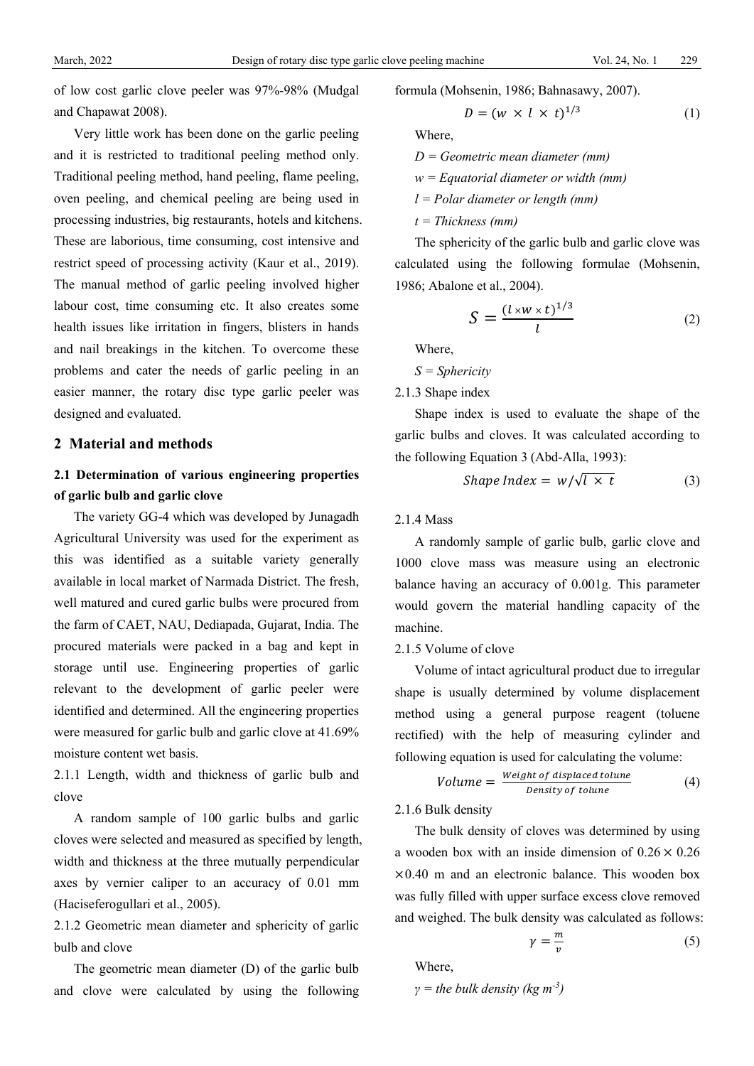of low cost garlic clove peeler was 97%-98% (Mudgal and Chapawat 2008).

Very little work has been done on the garlic peeling and it is restricted to traditional peeling method only. Traditional peeling method, hand peeling, flame peeling, oven peeling, and chemical peeling are being used in processing industries, big restaurants, hotels and kitchens. These are laborious, time consuming, cost intensive and restrict speed of processing activity (Kaur et al., 2019). The manual method of garlic peeling involved higher labour cost, time consuming etc. It also creates some health issues like irritation in fingers, blisters in hands and nail breakings in the kitchen. To overcome these problems and cater the needs of garlic peeling in an easier manner, the rotary disc type garlic peeler was designed and evaluated.

## 2 Material and methods

### 2.1 Determination of various engineering properties of garlic bulb and garlic clove

The variety GG-4 which was developed by Junagadh Agricultural University was used for the experiment as this was identified as a suitable variety generally available in local market of Narmada District. The fresh, well matured and cured garlic bulbs were procured from the farm of CAET, NAU, Dediapada, Gujarat, India. The procured materials were packed in a bag and kept in storage until use. Engineering properties of garlic relevant to the development of garlic peeler were identified and determined. All the engineering properties were measured for garlic bulb and garlic clove at 41.69% moisture content wet basis.

2.1.1 Length, width and thickness of garlic bulb and clove

A random sample of 100 garlic bulbs and garlic cloves were selected and measured as specified by length, width and thickness at the three mutually perpendicular axes by vernier caliper to an accuracy of 0.01 mm (Haciseferogullari et al., 2005).

2.1.2 Geometric mean diameter and sphericity of garlic bulb and clove

The geometric mean diameter (D) of the garlic bulb and clove were calculated by using the following formula (Mohsenin, 1986; Bahnasawy, 2007).

$$D = (w \times l \times t)^{1/3} \tag{1}$$

Where,

*D = Geometric mean diameter (mm)*

*w = Equatorial diameter or width (mm)*

*l = Polar diameter or length (mm)*

*t = Thickness (mm)*

The sphericity of the garlic bulb and garlic clove was calculated using the following formulae (Mohsenin, 1986; Abalone et al., 2004).

$$S = \frac{(l \times w \times t)^{1/3}}{l} \tag{2}$$

Where,

*S = Sphericity*

2.1.3 Shape index

Shape index is used to evaluate the shape of the garlic bulbs and cloves. It was calculated according to the following Equation 3 (Abd-Alla, 1993):

$$Shape\ Index = w/\sqrt{l \times t} \tag{3}$$

2.1.4 Mass

A randomly sample of garlic bulb, garlic clove and 1000 clove mass was measure using an electronic balance having an accuracy of 0.001g. This parameter would govern the material handling capacity of the machine.

2.1.5 Volume of clove

Volume of intact agricultural product due to irregular shape is usually determined by volume displacement method using a general purpose reagent (toluene rectified) with the help of measuring cylinder and following equation is used for calculating the volume:

$$Volume = \frac{Weight\ of\ displaced\ tolune}{Density\ of\ tolune} \tag{4}$$

2.1.6 Bulk density

The bulk density of cloves was determined by using a wooden box with an inside dimension of 0.26 × 0.26 ×0.40 m and an electronic balance. This wooden box was fully filled with upper surface excess clove removed and weighed. The bulk density was calculated as follows:

$$\gamma = \frac{m}{v} \tag{5}$$

Where,

*γ = the bulk density (kg m$^{-3}$)*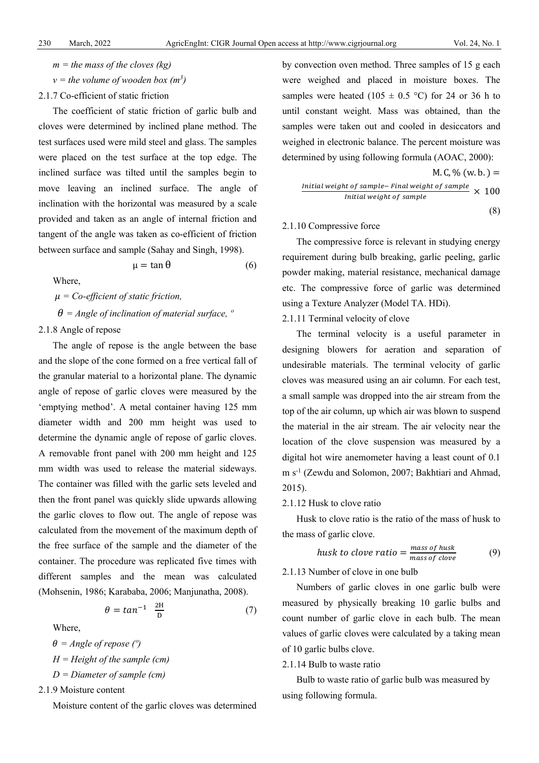*m = the mass of the cloves (kg)*

*v = the volume of wooden box ($m^3$)*

2.1.7 Co-efficient of static friction

The coefficient of static friction of garlic bulb and cloves were determined by inclined plane method. The test surfaces used were mild steel and glass. The samples were placed on the test surface at the top edge. The inclined surface was tilted until the samples begin to move leaving an inclined surface. The angle of inclination with the horizontal was measured by a scale provided and taken as an angle of internal friction and tangent of the angle was taken as co-efficient of friction between surface and sample (Sahay and Singh, 1998).

$$\mu = \tan \theta \tag{6}$$

Where,

*$\mu$ = Co-efficient of static friction,*

*$\theta$ = Angle of inclination of material surface, º*

2.1.8 Angle of repose

The angle of repose is the angle between the base and the slope of the cone formed on a free vertical fall of the granular material to a horizontal plane. The dynamic angle of repose of garlic cloves were measured by the 'emptying method'. A metal container having 125 mm diameter width and 200 mm height was used to determine the dynamic angle of repose of garlic cloves. A removable front panel with 200 mm height and 125 mm width was used to release the material sideways. The container was filled with the garlic sets leveled and then the front panel was quickly slide upwards allowing the garlic cloves to flow out. The angle of repose was calculated from the movement of the maximum depth of the free surface of the sample and the diameter of the container. The procedure was replicated five times with different samples and the mean was calculated (Mohsenin, 1986; Karababa, 2006; Manjunatha, 2008).

$$\theta = tan^{-1} \frac{2H}{D} \tag{7}$$

Where,

*$\theta$ = Angle of repose (º)*

*H = Height of the sample (cm)*

*D = Diameter of sample (cm)*

2.1.9 Moisture content

Moisture content of the garlic cloves was determined by convection oven method. Three samples of 15 g each were weighed and placed in moisture boxes. The samples were heated (105 ± 0.5 °C) for 24 or 36 h to until constant weight. Mass was obtained, than the samples were taken out and cooled in desiccators and weighed in electronic balance. The percent moisture was determined by using following formula (AOAC, 2000):

$$\text{M.C,\% (w.b.)} = \frac{Initial\ weight\ of\ sample - Final\ weight\ of\ sample}{Initial\ weight\ of\ sample} \times 100 \tag{8}$$

2.1.10 Compressive force

The compressive force is relevant in studying energy requirement during bulb breaking, garlic peeling, garlic powder making, material resistance, mechanical damage etc. The compressive force of garlic was determined using a Texture Analyzer (Model TA. HDi).

2.1.11 Terminal velocity of clove

The terminal velocity is a useful parameter in designing blowers for aeration and separation of undesirable materials. The terminal velocity of garlic cloves was measured using an air column. For each test, a small sample was dropped into the air stream from the top of the air column, up which air was blown to suspend the material in the air stream. The air velocity near the location of the clove suspension was measured by a digital hot wire anemometer having a least count of 0.1 m $s^{-1}$ (Zewdu and Solomon, 2007; Bakhtiari and Ahmad, 2015).

2.1.12 Husk to clove ratio

Husk to clove ratio is the ratio of the mass of husk to the mass of garlic clove.

$$husk\ to\ clove\ ratio = \frac{mass\ of\ husk}{mass\ of\ clove} \tag{9}$$

2.1.13 Number of clove in one bulb

Numbers of garlic cloves in one garlic bulb were measured by physically breaking 10 garlic bulbs and count number of garlic clove in each bulb. The mean values of garlic cloves were calculated by a taking mean of 10 garlic bulbs clove.

2.1.14 Bulb to waste ratio

Bulb to waste ratio of garlic bulb was measured by using following formula.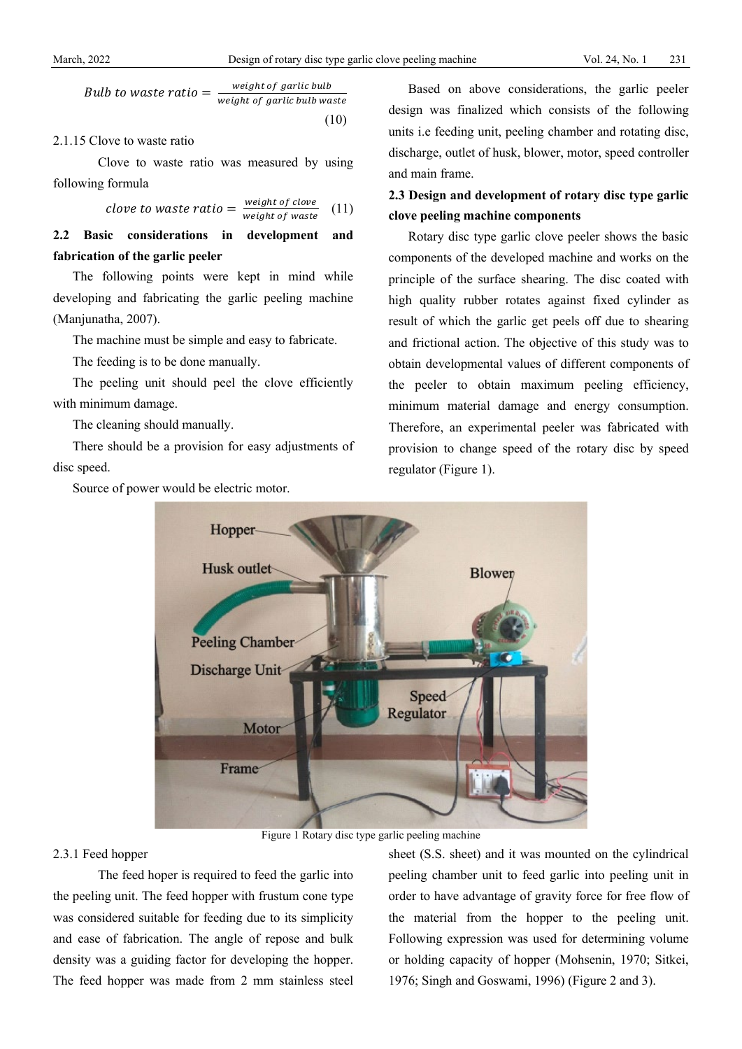$$Bulb\ to\ waste\ ratio = \frac{weight\ of\ garlic\ bulb}{weight\ of\ garlic\ bulb\ waste} \tag{10}$$

2.1.15 Clove to waste ratio

Clove to waste ratio was measured by using following formula

$$clove\ to\ waste\ ratio = \frac{weight\ of\ clove}{weight\ of\ waste} \tag{11}$$

**2.2 Basic considerations in development and fabrication of the garlic peeler**

The following points were kept in mind while developing and fabricating the garlic peeling machine (Manjunatha, 2007).

The machine must be simple and easy to fabricate.

The feeding is to be done manually.

The peeling unit should peel the clove efficiently with minimum damage.

The cleaning should manually.

There should be a provision for easy adjustments of disc speed.

Source of power would be electric motor.

Based on above considerations, the garlic peeler design was finalized which consists of the following units i.e feeding unit, peeling chamber and rotating disc, discharge, outlet of husk, blower, motor, speed controller and main frame.

**2.3 Design and development of rotary disc type garlic clove peeling machine components**

Rotary disc type garlic clove peeler shows the basic components of the developed machine and works on the principle of the surface shearing. The disc coated with high quality rubber rotates against fixed cylinder as result of which the garlic get peels off due to shearing and frictional action. The objective of this study was to obtain developmental values of different components of the peeler to obtain maximum peeling efficiency, minimum material damage and energy consumption. Therefore, an experimental peeler was fabricated with provision to change speed of the rotary disc by speed regulator (Figure 1).

Figure 1 Rotary disc type garlic peeling machine

2.3.1 Feed hopper

The feed hoper is required to feed the garlic into the peeling unit. The feed hopper with frustum cone type was considered suitable for feeding due to its simplicity and ease of fabrication. The angle of repose and bulk density was a guiding factor for developing the hopper. The feed hopper was made from 2 mm stainless steel sheet (S.S. sheet) and it was mounted on the cylindrical peeling chamber unit to feed garlic into peeling unit in order to have advantage of gravity force for free flow of the material from the hopper to the peeling unit. Following expression was used for determining volume or holding capacity of hopper (Mohsenin, 1970; Sitkei, 1976; Singh and Goswami, 1996) (Figure 2 and 3).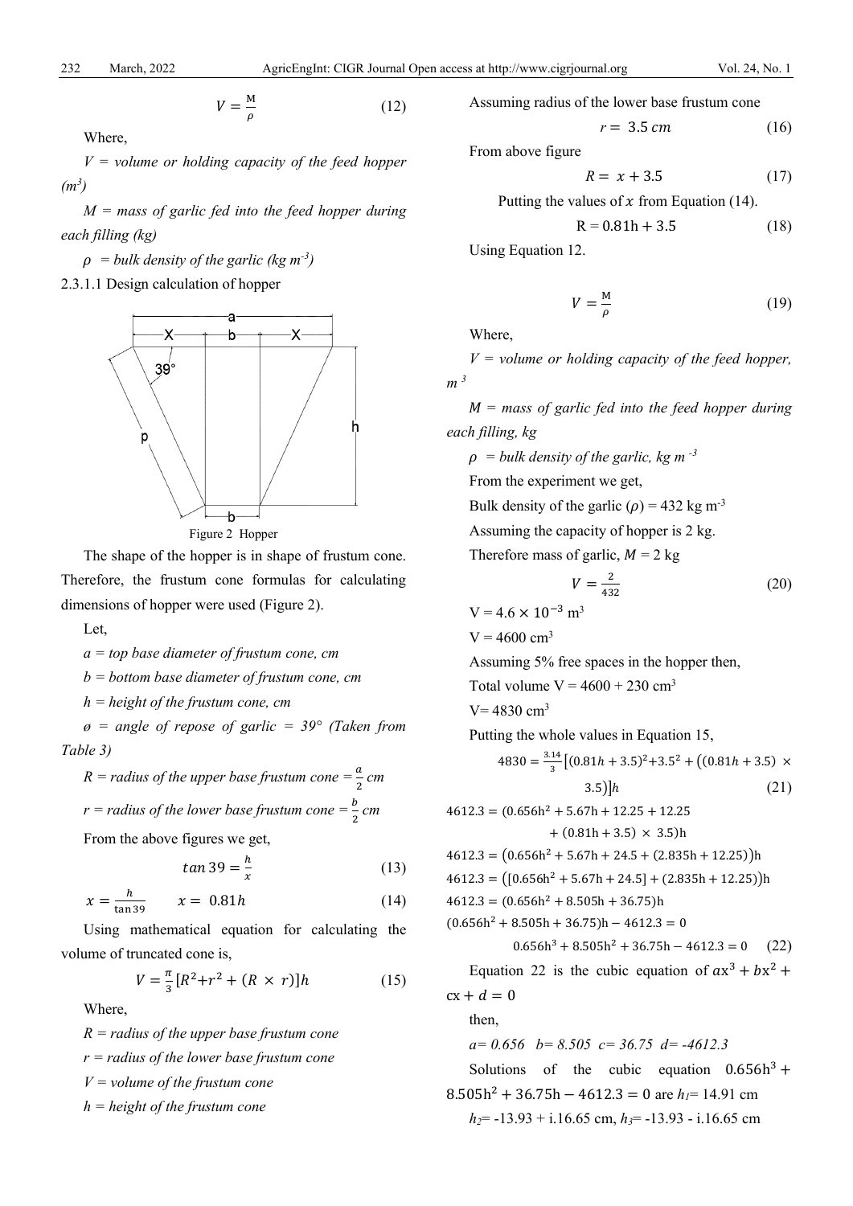$$V = \frac{M}{\rho} \tag{12}$$

Where,

*V = volume or holding capacity of the feed hopper ($m^3$)*

*M = mass of garlic fed into the feed hopper during each filling (kg)*

*$\rho$ = bulk density of the garlic (kg $m^{-3}$)*

2.3.1.1 Design calculation of hopper

Figure 2 Hopper

The shape of the hopper is in shape of frustum cone. Therefore, the frustum cone formulas for calculating dimensions of hopper were used (Figure 2).

Let,

*a = top base diameter of frustum cone, cm*

*b = bottom base diameter of frustum cone, cm*

*h = height of the frustum cone, cm*

*ø = angle of repose of garlic = 39° (Taken from Table 3)*

*R = radius of the upper base frustum cone = $\frac{a}{2}$ cm*

*r = radius of the lower base frustum cone = $\frac{b}{2}$ cm*

From the above figures we get,

$$\tan 39 = \frac{h}{x} \tag{13}$$

$$x = \frac{h}{\tan 39} \qquad x = 0.81h \tag{14}$$

Using mathematical equation for calculating the volume of truncated cone is,

$$V = \frac{\pi}{3}[R^2 + r^2 + (R \times r)]h \tag{15}$$

Where,

*R = radius of the upper base frustum cone*

*r = radius of the lower base frustum cone*

*V = volume of the frustum cone*

*h = height of the frustum cone*

Assuming radius of the lower base frustum cone

$$r = 3.5\ cm \tag{16}$$

From above figure

$$R = x + 3.5 \tag{17}$$

Putting the values of $x$ from Equation (14).

$$R = 0.81h + 3.5 \tag{18}$$

Using Equation 12.

$$V = \frac{M}{\rho} \tag{19}$$

Where,

*V = volume or holding capacity of the feed hopper, $m^3$*

*M = mass of garlic fed into the feed hopper during each filling, kg*

*$\rho$ = bulk density of the garlic, kg $m^{-3}$*

From the experiment we get,

Bulk density of the garlic ($\rho$) = 432 kg $m^{-3}$

Assuming the capacity of hopper is 2 kg.

Therefore mass of garlic, $M$ = 2 kg

$$V = \frac{2}{432} \tag{20}$$

$V = 4.6 \times 10^{-3}$ $m^3$

$V = 4600$ $cm^3$

Assuming 5% free spaces in the hopper then,

Total volume $V = 4600 + 230$ $cm^3$

$V = 4830$ $cm^3$

Putting the whole values in Equation 15,

$$4830 = \frac{3.14}{3}\left[(0.81h + 3.5)^2 + 3.5^2 + \left((0.81h + 3.5) \times 3.5\right)\right]h \tag{21}$$

$$4612.3 = (0.656h^2 + 5.67h + 12.25 + 12.25 + (0.81h + 3.5) \times 3.5)h$$

$$4612.3 = \left(0.656h^2 + 5.67h + 24.5 + (2.835h + 12.25)\right)h$$

$$4612.3 = \left([0.656h^2 + 5.67h + 24.5] + (2.835h + 12.25)\right)h$$

$$4612.3 = (0.656h^2 + 8.505h + 36.75)h$$

$$(0.656h^2 + 8.505h + 36.75)h - 4612.3 = 0$$

$$0.656h^3 + 8.505h^2 + 36.75h - 4612.3 = 0 \tag{22}$$

Equation 22 is the cubic equation of $ax^3 + bx^2 + cx + d = 0$

then,

*a= 0.656 b= 8.505 c= 36.75 d= -4612.3*

Solutions of the cubic equation $0.656h^3 + 8.505h^2 + 36.75h - 4612.3 = 0$ are $h_1$= 14.91 cm

$h_2$= -13.93 + i.16.65 cm, $h_3$= -13.93 - i.16.65 cm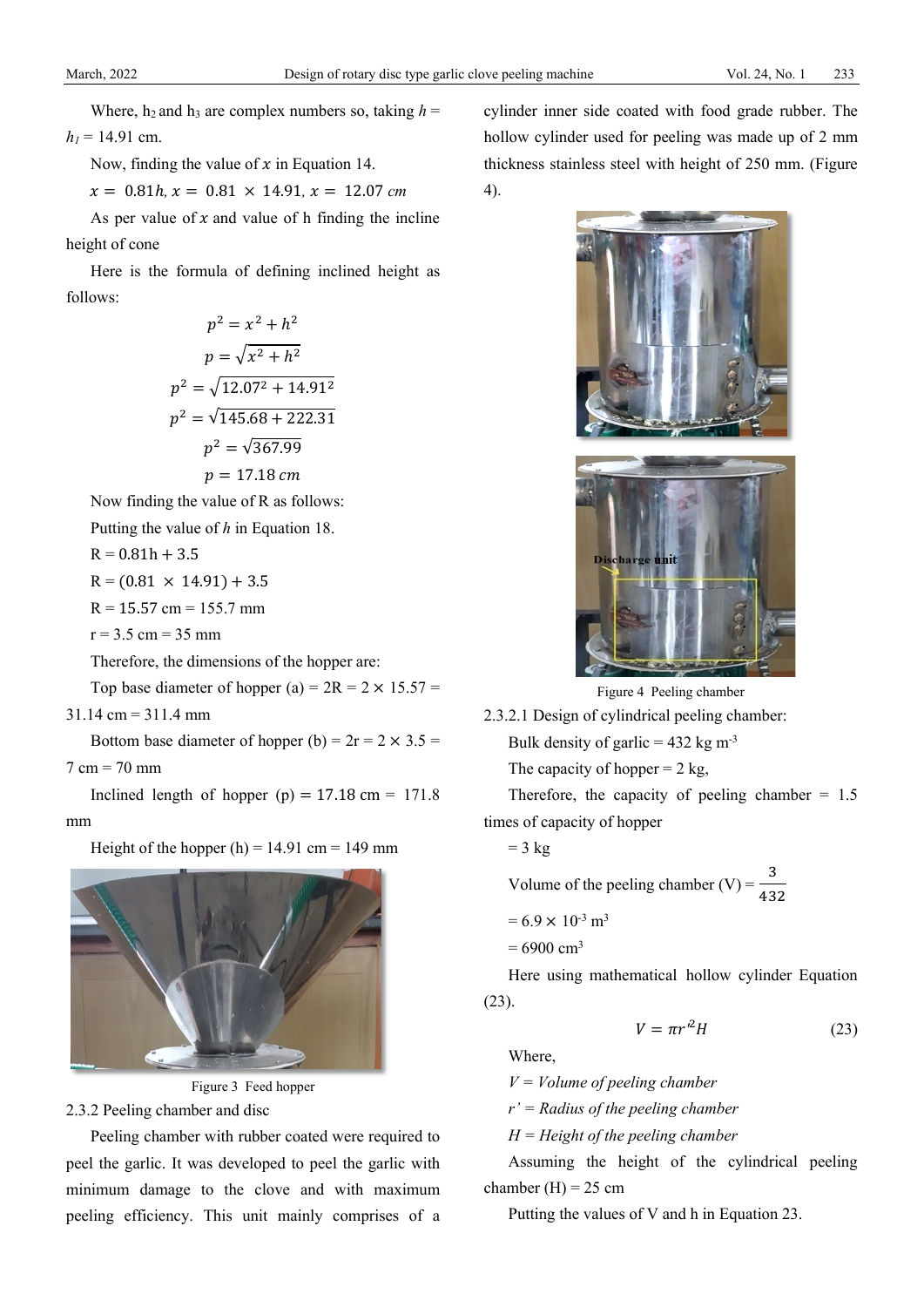Where, $h_2$ and $h_3$ are complex numbers so, taking $h = h_1 = 14.91$ cm.

Now, finding the value of $x$ in Equation 14.

$x = 0.81h, x = 0.81 \times 14.91, x = 12.07\ cm$

As per value of $x$ and value of h finding the incline height of cone

Here is the formula of defining inclined height as follows:

$$p^2 = x^2 + h^2$$

$$p = \sqrt{x^2 + h^2}$$

$$p^2 = \sqrt{12.07^2 + 14.91^2}$$

$$p^2 = \sqrt{145.68 + 222.31}$$

$$p^2 = \sqrt{367.99}$$

$$p = 17.18\ cm$$

Now finding the value of R as follows:

Putting the value of $h$ in Equation 18.

R = 0.81h + 3.5

R = (0.81 × 14.91) + 3.5

R = 15.57 cm = 155.7 mm

r = 3.5 cm = 35 mm

Therefore, the dimensions of the hopper are:

Top base diameter of hopper (a) = 2R = 2 × 15.57 = 31.14 cm = 311.4 mm

Bottom base diameter of hopper (b) = 2r = 2 × 3.5 = 7 cm = 70 mm

Inclined length of hopper (p) = 17.18 cm = 171.8 mm

Height of the hopper (h) = 14.91 cm = 149 mm

Figure 3 Feed hopper

2.3.2 Peeling chamber and disc

Peeling chamber with rubber coated were required to peel the garlic. It was developed to peel the garlic with minimum damage to the clove and with maximum peeling efficiency. This unit mainly comprises of a cylinder inner side coated with food grade rubber. The hollow cylinder used for peeling was made up of 2 mm thickness stainless steel with height of 250 mm. (Figure 4).

Figure 4 Peeling chamber

2.3.2.1 Design of cylindrical peeling chamber:

Bulk density of garlic = 432 kg m$^{-3}$

The capacity of hopper = 2 kg,

Therefore, the capacity of peeling chamber = 1.5 times of capacity of hopper

= 3 kg

Volume of the peeling chamber (V) = $\frac{3}{432}$

= 6.9 × 10$^{-3}$ m$^3$

= 6900 cm$^3$

Here using mathematical hollow cylinder Equation (23).

$$V = \pi r'^2 H \qquad (23)$$

Where,

*V = Volume of peeling chamber*

*r' = Radius of the peeling chamber*

*H = Height of the peeling chamber*

Assuming the height of the cylindrical peeling chamber (H) = 25 cm

Putting the values of V and h in Equation 23.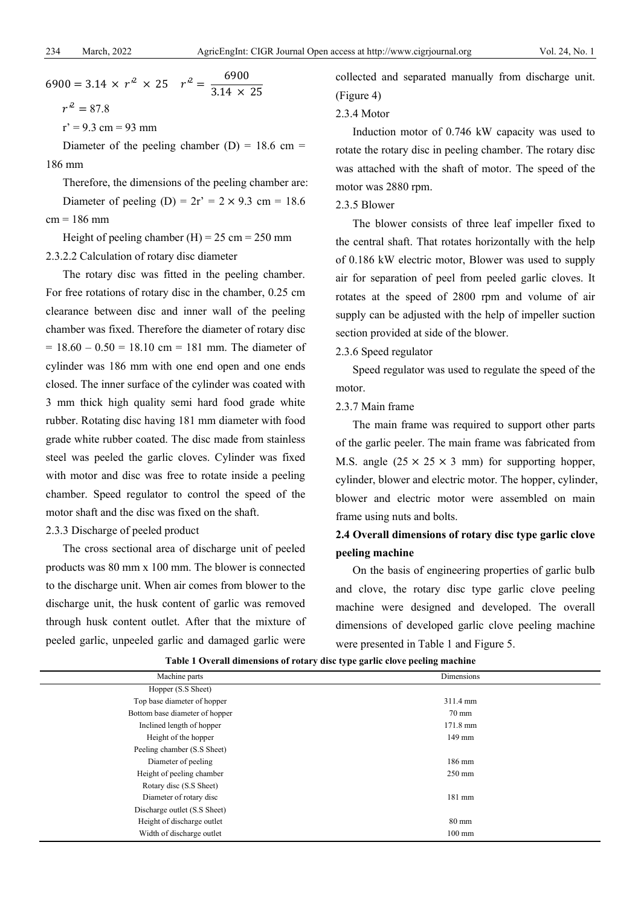$$6900 = 3.14 \times r'^2 \times 25 \quad r'^2 = \frac{6900}{3.14 \times 25}$$

$$r'^2 = 87.8$$

r' = 9.3 cm = 93 mm

Diameter of the peeling chamber (D) = 18.6 cm = 186 mm

Therefore, the dimensions of the peeling chamber are:

Diameter of peeling (D) = 2r' = 2 × 9.3 cm = 18.6 cm = 186 mm

Height of peeling chamber (H) = 25 cm = 250 mm

2.3.2.2 Calculation of rotary disc diameter

The rotary disc was fitted in the peeling chamber. For free rotations of rotary disc in the chamber, 0.25 cm clearance between disc and inner wall of the peeling chamber was fixed. Therefore the diameter of rotary disc = 18.60 – 0.50 = 18.10 cm = 181 mm. The diameter of cylinder was 186 mm with one end open and one ends closed. The inner surface of the cylinder was coated with 3 mm thick high quality semi hard food grade white rubber. Rotating disc having 181 mm diameter with food grade white rubber coated. The disc made from stainless steel was peeled the garlic cloves. Cylinder was fixed with motor and disc was free to rotate inside a peeling chamber. Speed regulator to control the speed of the motor shaft and the disc was fixed on the shaft.

2.3.3 Discharge of peeled product

The cross sectional area of discharge unit of peeled products was 80 mm x 100 mm. The blower is connected to the discharge unit. When air comes from blower to the discharge unit, the husk content of garlic was removed through husk content outlet. After that the mixture of peeled garlic, unpeeled garlic and damaged garlic were collected and separated manually from discharge unit. (Figure 4)

2.3.4 Motor

Induction motor of 0.746 kW capacity was used to rotate the rotary disc in peeling chamber. The rotary disc was attached with the shaft of motor. The speed of the motor was 2880 rpm.

2.3.5 Blower

The blower consists of three leaf impeller fixed to the central shaft. That rotates horizontally with the help of 0.186 kW electric motor, Blower was used to supply air for separation of peel from peeled garlic cloves. It rotates at the speed of 2800 rpm and volume of air supply can be adjusted with the help of impeller suction section provided at side of the blower.

2.3.6 Speed regulator

Speed regulator was used to regulate the speed of the motor.

2.3.7 Main frame

The main frame was required to support other parts of the garlic peeler. The main frame was fabricated from M.S. angle (25 × 25 × 3 mm) for supporting hopper, cylinder, blower and electric motor. The hopper, cylinder, blower and electric motor were assembled on main frame using nuts and bolts.

## 2.4 Overall dimensions of rotary disc type garlic clove peeling machine

On the basis of engineering properties of garlic bulb and clove, the rotary disc type garlic clove peeling machine were designed and developed. The overall dimensions of developed garlic clove peeling machine were presented in Table 1 and Figure 5.

**Table 1 Overall dimensions of rotary disc type garlic clove peeling machine**

| Machine parts | Dimensions |
|---|---|
| Hopper (S.S Sheet) | |
| Top base diameter of hopper | 311.4 mm |
| Bottom base diameter of hopper | 70 mm |
| Inclined length of hopper | 171.8 mm |
| Height of the hopper | 149 mm |
| Peeling chamber (S.S Sheet) | |
| Diameter of peeling | 186 mm |
| Height of peeling chamber | 250 mm |
| Rotary disc (S.S Sheet) | |
| Diameter of rotary disc | 181 mm |
| Discharge outlet (S.S Sheet) | |
| Height of discharge outlet | 80 mm |
| Width of discharge outlet | 100 mm |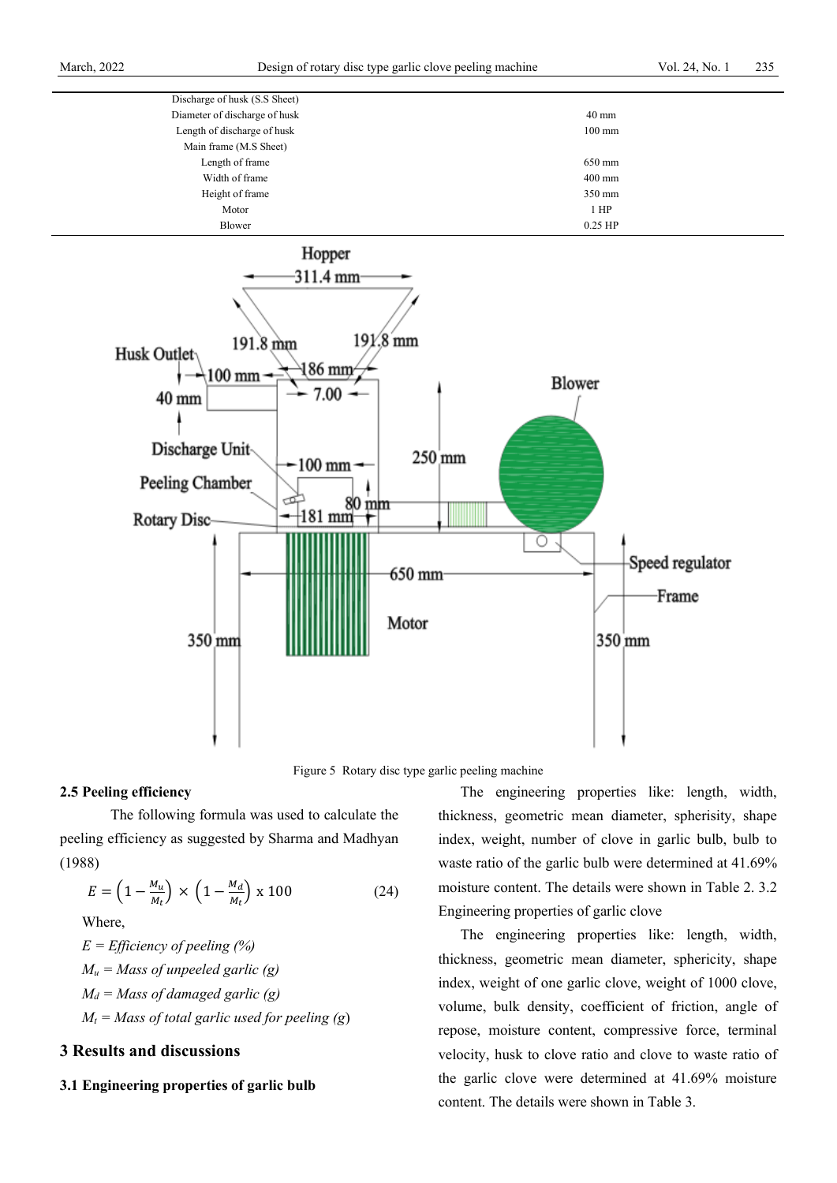| | |
|---|---|
| Discharge of husk (S.S Sheet) | |
| Diameter of discharge of husk | 40 mm |
| Length of discharge of husk | 100 mm |
| Main frame (M.S Sheet) | |
| Length of frame | 650 mm |
| Width of frame | 400 mm |
| Height of frame | 350 mm |
| Motor | 1 HP |
| Blower | 0.25 HP |

Figure 5 Rotary disc type garlic peeling machine

### 2.5 Peeling efficiency

The following formula was used to calculate the peeling efficiency as suggested by Sharma and Madhyan (1988)

$$E = \left(1 - \frac{M_u}{M_t}\right) \times \left(1 - \frac{M_d}{M_t}\right) \text{ x } 100 \qquad (24)$$

Where,

*E = Efficiency of peeling (%)*

$M_u$ = *Mass of unpeeled garlic (g)*

$M_d$ = *Mass of damaged garlic (g)*

$M_t$ = *Mass of total garlic used for peeling (g)*

## 3 Results and discussions

### 3.1 Engineering properties of garlic bulb

The engineering properties like: length, width, thickness, geometric mean diameter, spherisity, shape index, weight, number of clove in garlic bulb, bulb to waste ratio of the garlic bulb were determined at 41.69% moisture content. The details were shown in Table 2. 3.2 Engineering properties of garlic clove

The engineering properties like: length, width, thickness, geometric mean diameter, sphericity, shape index, weight of one garlic clove, weight of 1000 clove, volume, bulk density, coefficient of friction, angle of repose, moisture content, compressive force, terminal velocity, husk to clove ratio and clove to waste ratio of the garlic clove were determined at 41.69% moisture content. The details were shown in Table 3.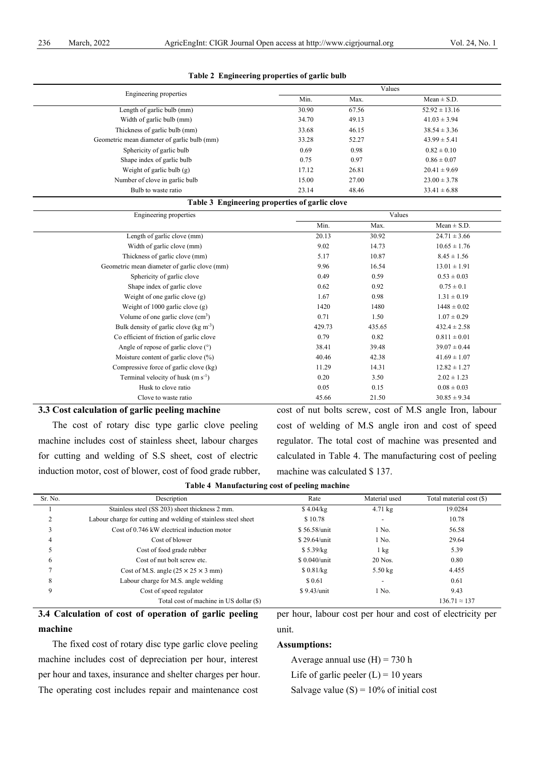**Table 2 Engineering properties of garlic bulb**

| Engineering properties | Values | | |
|---|---|---|---|
| | Min. | Max. | Mean ± S.D. |
| Length of garlic bulb (mm) | 30.90 | 67.56 | 52.92 ± 13.16 |
| Width of garlic bulb (mm) | 34.70 | 49.13 | 41.03 ± 3.94 |
| Thickness of garlic bulb (mm) | 33.68 | 46.15 | 38.54 ± 3.36 |
| Geometric mean diameter of garlic bulb (mm) | 33.28 | 52.27 | 43.99 ± 5.41 |
| Sphericity of garlic bulb | 0.69 | 0.98 | 0.82 ± 0.10 |
| Shape index of garlic bulb | 0.75 | 0.97 | 0.86 ± 0.07 |
| Weight of garlic bulb (g) | 17.12 | 26.81 | 20.41 ± 9.69 |
| Number of clove in garlic bulb | 15.00 | 27.00 | 23.00 ± 3.78 |
| Bulb to waste ratio | 23.14 | 48.46 | 33.41 ± 6.88 |

**Table 3 Engineering properties of garlic clove**

| Engineering properties | Values | | |
|---|---|---|---|
| | Min. | Max. | Mean ± S.D. |
| Length of garlic clove (mm) | 20.13 | 30.92 | 24.71 ± 3.66 |
| Width of garlic clove (mm) | 9.02 | 14.73 | 10.65 ± 1.76 |
| Thickness of garlic clove (mm) | 5.17 | 10.87 | 8.45 ± 1.56 |
| Geometric mean diameter of garlic clove (mm) | 9.96 | 16.54 | 13.01 ± 1.91 |
| Sphericity of garlic clove | 0.49 | 0.59 | 0.53 ± 0.03 |
| Shape index of garlic clove | 0.62 | 0.92 | 0.75 ± 0.1 |
| Weight of one garlic clove (g) | 1.67 | 0.98 | 1.31 ± 0.19 |
| Weight of 1000 garlic clove (g) | 1420 | 1480 | 1448 ± 0.02 |
| Volume of one garlic clove (cm$^3$) | 0.71 | 1.50 | 1.07 ± 0.29 |
| Bulk density of garlic clove (kg m$^{-3}$) | 429.73 | 435.65 | 432.4 ± 2.58 |
| Co efficient of friction of garlic clove | 0.79 | 0.82 | 0.811 ± 0.01 |
| Angle of repose of garlic clove (°) | 38.41 | 39.48 | 39.07 ± 0.44 |
| Moisture content of garlic clove (%) | 40.46 | 42.38 | 41.69 ± 1.07 |
| Compressive force of garlic clove (kg) | 11.29 | 14.31 | 12.82 ± 1.27 |
| Terminal velocity of husk (m s$^{-1}$) | 0.20 | 3.50 | 2.02 ± 1.23 |
| Husk to clove ratio | 0.05 | 0.15 | 0.08 ± 0.03 |
| Clove to waste ratio | 45.66 | 21.50 | 30.85 ± 9.34 |

### 3.3 Cost calculation of garlic peeling machine

The cost of rotary disc type garlic clove peeling machine includes cost of stainless sheet, labour charges for cutting and welding of S.S sheet, cost of electric induction motor, cost of blower, cost of food grade rubber, cost of nut bolts screw, cost of M.S angle Iron, labour cost of welding of M.S angle iron and cost of speed regulator. The total cost of machine was presented and calculated in Table 4. The manufacturing cost of peeling machine was calculated $ 137.

**Table 4 Manufacturing cost of peeling machine**

| Sr. No. | Description | Rate | Material used | Total material cost ($) |
|---|---|---|---|---|
| 1 | Stainless steel (SS 203) sheet thickness 2 mm. | $ 4.04/kg | 4.71 kg | 19.0284 |
| 2 | Labour charge for cutting and welding of stainless steel sheet | $ 10.78 | - | 10.78 |
| 3 | Cost of 0.746 kW electrical induction motor | $ 56.58/unit | 1 No. | 56.58 |
| 4 | Cost of blower | $ 29.64/unit | 1 No. | 29.64 |
| 5 | Cost of food grade rubber | $ 5.39/kg | 1 kg | 5.39 |
| 6 | Cost of nut bolt screw etc. | $ 0.040/unit | 20 Nos. | 0.80 |
| 7 | Cost of M.S. angle (25 × 25 × 3 mm) | $ 0.81/kg | 5.50 kg | 4.455 |
| 8 | Labour charge for M.S. angle welding | $ 0.61 | - | 0.61 |
| 9 | Cost of speed regulator | $ 9.43/unit | 1 No. | 9.43 |
| | Total cost of machine in US dollar ($) | | | 136.71 ≈ 137 |

### 3.4 Calculation of cost of operation of garlic peeling machine

The fixed cost of rotary disc type garlic clove peeling machine includes cost of depreciation per hour, interest per hour and taxes, insurance and shelter charges per hour. The operating cost includes repair and maintenance cost per hour, labour cost per hour and cost of electricity per unit.

**Assumptions:**

Average annual use (H) = 730 h

Life of garlic peeler (L) = 10 years

Salvage value (S) = 10% of initial cost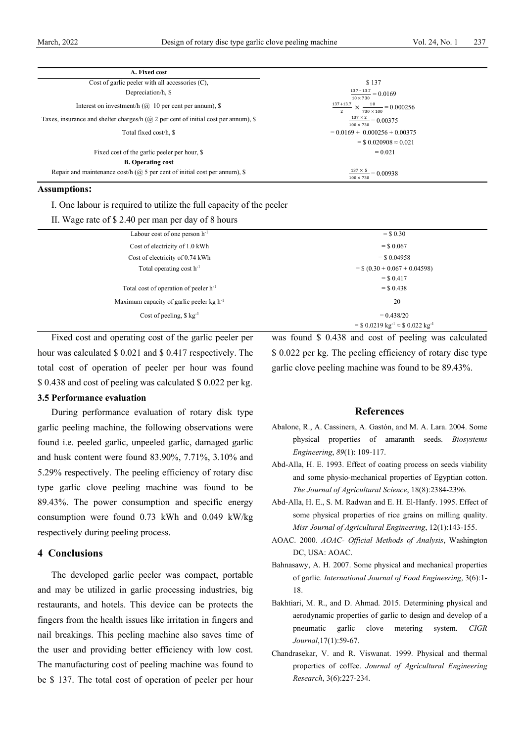| A. Fixed cost | |
|---|---|
| Cost of garlic peeler with all accessories (C), | \$ 137 |
| Depreciation/h, \$ | $\frac{137-13.7}{10\times730}=0.0169$ |
| Interest on investment/h (@ 10 per cent per annum), \$ | $\frac{137+13.7}{2}\times\frac{10}{730\times100}=0.000256$ |
| Taxes, insurance and shelter charges/h (@ 2 per cent of initial cost per annum), \$ | $\frac{137\times2}{100\times730}=0.00375$ |
| Total fixed cost/h, \$ | = 0.0169 + 0.000256 + 0.00375 |
| | = \$ 0.020908 ≈ 0.021 |
| Fixed cost of the garlic peeler per hour, \$ | = 0.021 |
| **B. Operating cost** | |
| Repair and maintenance cost/h (@ 5 per cent of initial cost per annum), \$ | $\frac{137\times5}{100\times730}=0.00938$ |

**Assumptions:**

I. One labour is required to utilize the full capacity of the peeler

II. Wage rate of \$ 2.40 per man per day of 8 hours

| | |
|---|---|
| Labour cost of one person $h^{-1}$ | = \$ 0.30 |
| Cost of electricity of 1.0 kWh | = \$ 0.067 |
| Cost of electricity of 0.74 kWh | = \$ 0.04958 |
| Total operating cost $h^{-1}$ | = \$ (0.30 + 0.067 + 0.04598) |
| | = \$ 0.417 |
| Total cost of operation of peeler $h^{-1}$ | = \$ 0.438 |
| Maximum capacity of garlic peeler kg $h^{-1}$ | = 20 |
| Cost of peeling, \$ $kg^{-1}$ | = 0.438/20 |
| | = \$ 0.0219 $kg^{-1}$ ≈ \$ 0.022 $kg^{-1}$ |

Fixed cost and operating cost of the garlic peeler per hour was calculated \$ 0.021 and \$ 0.417 respectively. The total cost of operation of peeler per hour was found \$ 0.438 and cost of peeling was calculated \$ 0.022 per kg.

### 3.5 Performance evaluation

During performance evaluation of rotary disk type garlic peeling machine, the following observations were found i.e. peeled garlic, unpeeled garlic, damaged garlic and husk content were found 83.90%, 7.71%, 3.10% and 5.29% respectively. The peeling efficiency of rotary disc type garlic clove peeling machine was found to be 89.43%. The power consumption and specific energy consumption were found 0.73 kWh and 0.049 kW/kg respectively during peeling process.

## 4 Conclusions

The developed garlic peeler was compact, portable and may be utilized in garlic processing industries, big restaurants, and hotels. This device can be protects the fingers from the health issues like irritation in fingers and nail breakings. This peeling machine also saves time of the user and providing better efficiency with low cost. The manufacturing cost of peeling machine was found to be \$ 137. The total cost of operation of peeler per hour was found \$ 0.438 and cost of peeling was calculated \$ 0.022 per kg. The peeling efficiency of rotary disc type garlic clove peeling machine was found to be 89.43%.

## References

Abalone, R., A. Cassinera, A. Gastón, and M. A. Lara. 2004. Some physical properties of amaranth seeds. *Biosystems Engineering*, *89*(1): 109-117.

Abd-Alla, H. E. 1993. Effect of coating process on seeds viability and some physio-mechanical properties of Egyptian cotton. *The Journal of Agricultural Science*, 18(8):2384-2396.

Abd-Alla, H. E., S. M. Radwan and E. H. El-Hanfy. 1995. Effect of some physical properties of rice grains on milling quality. *Misr Journal of Agricultural Engineering*, 12(1):143-155.

AOAC. 2000. *AOAC- Official Methods of Analysis*, Washington DC, USA: AOAC.

Bahnasawy, A. H. 2007. Some physical and mechanical properties of garlic. *International Journal of Food Engineering*, 3(6):1-18.

Bakhtiari, M. R., and D. Ahmad. 2015. Determining physical and aerodynamic properties of garlic to design and develop of a pneumatic garlic clove metering system. *CIGR Journal*,17(1):59-67.

Chandrasekar, V. and R. Viswanat. 1999. Physical and thermal properties of coffee. *Journal of Agricultural Engineering Research*, 3(6):227-234.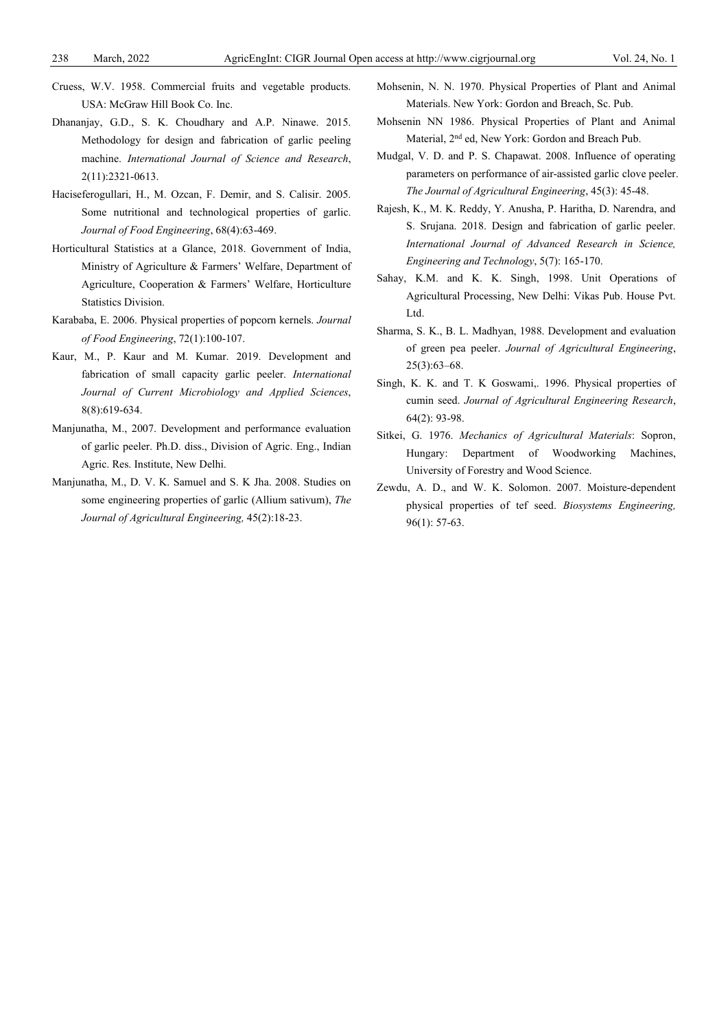Cruess, W.V. 1958. Commercial fruits and vegetable products. USA: McGraw Hill Book Co. Inc.

Dhananjay, G.D., S. K. Choudhary and A.P. Ninawe. 2015. Methodology for design and fabrication of garlic peeling machine. *International Journal of Science and Research*, 2(11):2321-0613.

Haciseferogullari, H., M. Ozcan, F. Demir, and S. Calisir. 2005. Some nutritional and technological properties of garlic. *Journal of Food Engineering*, 68(4):63-469.

Horticultural Statistics at a Glance, 2018. Government of India, Ministry of Agriculture & Farmers' Welfare, Department of Agriculture, Cooperation & Farmers' Welfare, Horticulture Statistics Division.

Karababa, E. 2006. Physical properties of popcorn kernels. *Journal of Food Engineering*, 72(1):100-107.

Kaur, M., P. Kaur and M. Kumar. 2019. Development and fabrication of small capacity garlic peeler. *International Journal of Current Microbiology and Applied Sciences*, 8(8):619-634.

Manjunatha, M., 2007. Development and performance evaluation of garlic peeler. Ph.D. diss., Division of Agric. Eng., Indian Agric. Res. Institute, New Delhi.

Manjunatha, M., D. V. K. Samuel and S. K Jha. 2008. Studies on some engineering properties of garlic (Allium sativum), *The Journal of Agricultural Engineering,* 45(2):18-23.

Mohsenin, N. N. 1970. Physical Properties of Plant and Animal Materials. New York: Gordon and Breach, Sc. Pub.

Mohsenin NN 1986. Physical Properties of Plant and Animal Material, 2nd ed, New York: Gordon and Breach Pub.

Mudgal, V. D. and P. S. Chapawat. 2008. Influence of operating parameters on performance of air-assisted garlic clove peeler. *The Journal of Agricultural Engineering*, 45(3): 45-48.

Rajesh, K., M. K. Reddy, Y. Anusha, P. Haritha, D. Narendra, and S. Srujana. 2018. Design and fabrication of garlic peeler. *International Journal of Advanced Research in Science, Engineering and Technology*, 5(7): 165-170.

Sahay, K.M. and K. K. Singh, 1998. Unit Operations of Agricultural Processing, New Delhi: Vikas Pub. House Pvt. Ltd.

Sharma, S. K., B. L. Madhyan, 1988. Development and evaluation of green pea peeler. *Journal of Agricultural Engineering*, 25(3):63–68.

Singh, K. K. and T. K Goswami,. 1996. Physical properties of cumin seed. *Journal of Agricultural Engineering Research*, 64(2): 93-98.

Sitkei, G. 1976. *Mechanics of Agricultural Materials*: Sopron, Hungary: Department of Woodworking Machines, University of Forestry and Wood Science.

Zewdu, A. D., and W. K. Solomon. 2007. Moisture-dependent physical properties of tef seed. *Biosystems Engineering,* 96(1): 57-63.